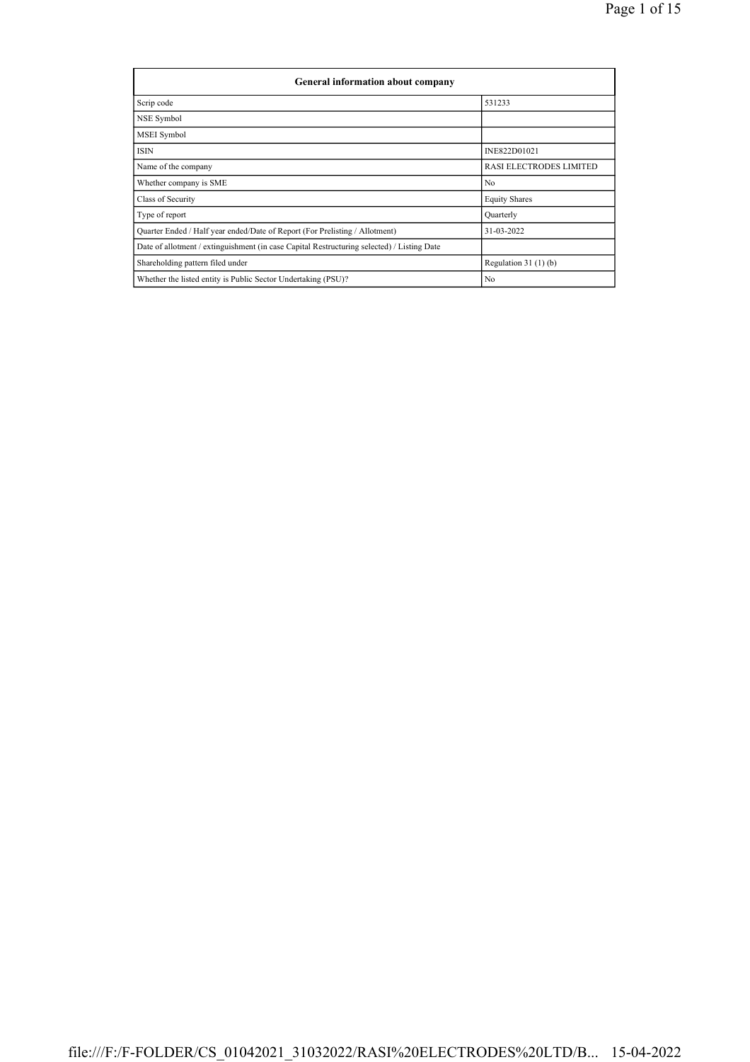| General information about company | |
| --- | --- |
| Scrip code | 531233 |
| NSE Symbol | |
| MSEI Symbol | |
| ISIN | INE822D01021 |
| Name of the company | RASI ELECTRODES LIMITED |
| Whether company is SME | No |
| Class of Security | Equity Shares |
| Type of report | Quarterly |
| Quarter Ended / Half year ended/Date of Report (For Prelisting / Allotment) | 31-03-2022 |
| Date of allotment / extinguishment (in case Capital Restructuring selected) / Listing Date | |
| Shareholding pattern filed under | Regulation 31 (1) (b) |
| Whether the listed entity is Public Sector Undertaking (PSU)? | No |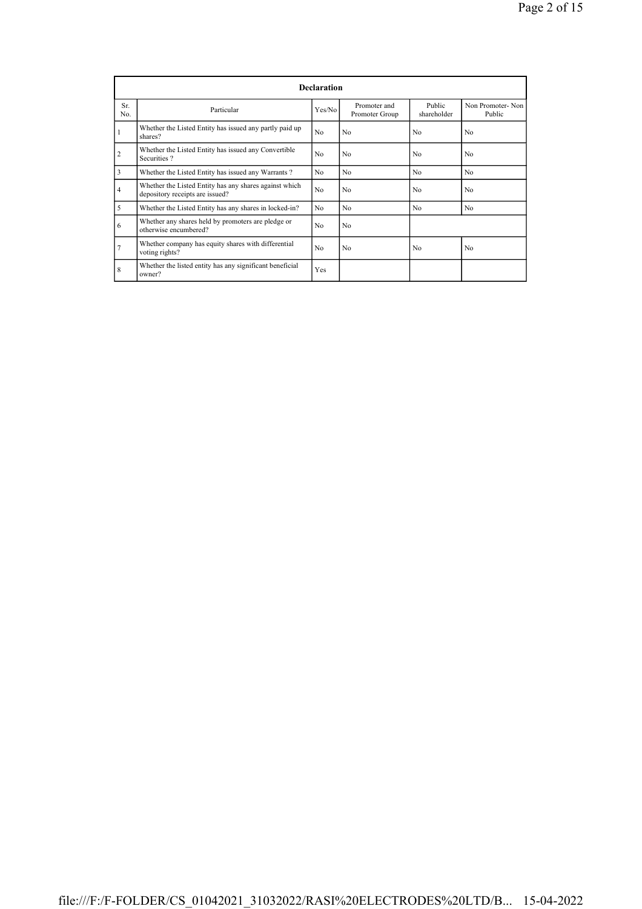| Declaration | | | | | |
|---|---|---|---|---|---|
| Sr. No. | Particular | Yes/No | Promoter and Promoter Group | Public shareholder | Non Promoter- Non Public |
| 1 | Whether the Listed Entity has issued any partly paid up shares? | No | No | No | No |
| 2 | Whether the Listed Entity has issued any Convertible Securities ? | No | No | No | No |
| 3 | Whether the Listed Entity has issued any Warrants ? | No | No | No | No |
| 4 | Whether the Listed Entity has any shares against which depository receipts are issued? | No | No | No | No |
| 5 | Whether the Listed Entity has any shares in locked-in? | No | No | No | No |
| 6 | Whether any shares held by promoters are pledge or otherwise encumbered? | No | No | | |
| 7 | Whether company has equity shares with differential voting rights? | No | No | No | No |
| 8 | Whether the listed entity has any significant beneficial owner? | Yes | | | |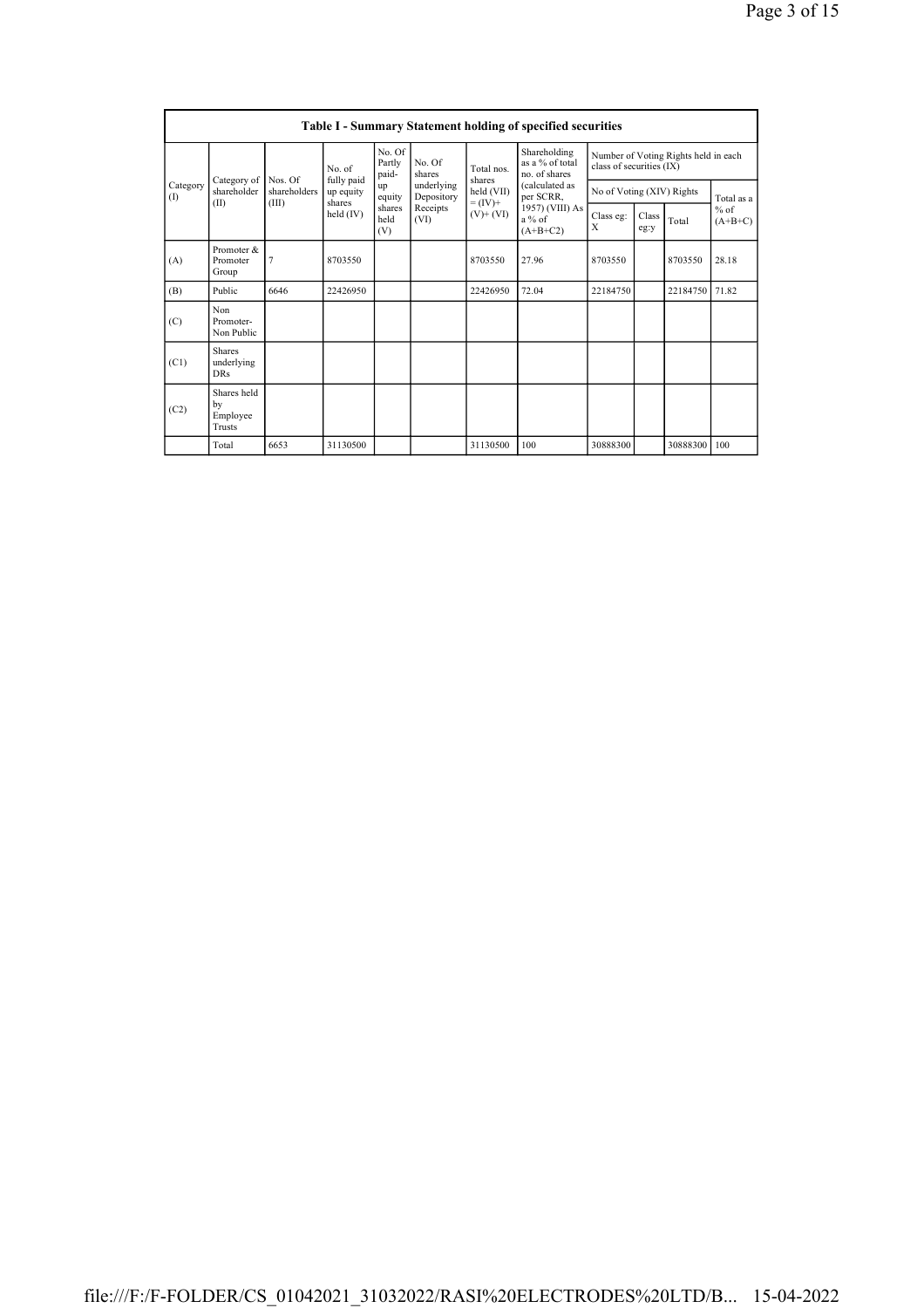## Table I - Summary Statement holding of specified securities

| Category (I) | Category of shareholder (II) | Nos. Of shareholders (III) | No. of fully paid up equity shares held (IV) | No. Of Partly paid-up equity shares held (V) | No. Of shares underlying Depository Receipts (VI) | Total nos. shares held (VII) = (IV)+ (V)+ (VI) | Shareholding as a % of total no. of shares (calculated as per SCRR, 1957) (VIII) As a % of (A+B+C2) | Number of Voting Rights held in each class of securities (IX) | | | |
|---|---|---|---|---|---|---|---|---|---|---|---|
| | | | | | | | | No of Voting (XIV) Rights | | | Total as a % of (A+B+C) |
| | | | | | | | | Class eg: X | Class eg:y | Total | |
| (A) | Promoter & Promoter Group | 7 | 8703550 | | | 8703550 | 27.96 | 8703550 | | 8703550 | 28.18 |
| (B) | Public | 6646 | 22426950 | | | 22426950 | 72.04 | 22184750 | | 22184750 | 71.82 |
| (C) | Non Promoter- Non Public | | | | | | | | | | |
| (C1) | Shares underlying DRs | | | | | | | | | | |
| (C2) | Shares held by Employee Trusts | | | | | | | | | | |
| | Total | 6653 | 31130500 | | | 31130500 | 100 | 30888300 | | 30888300 | 100 |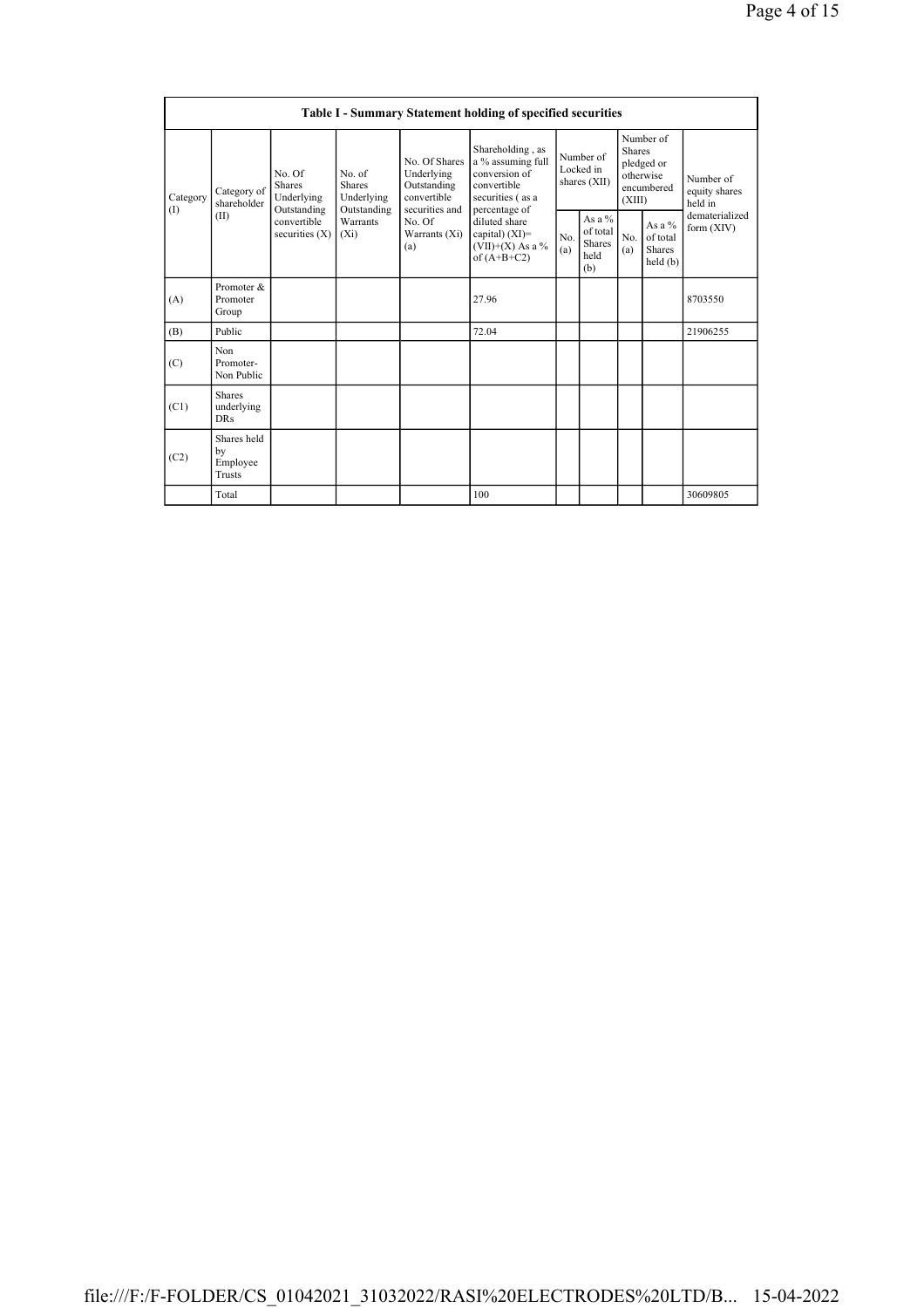| Table I - Summary Statement holding of specified securities | | | | | | | | | | |
|---|---|---|---|---|---|---|---|---|---|---|
| Category (I) | Category of shareholder (II) | No. Of Shares Underlying Outstanding convertible securities (X) | No. of Shares Underlying Outstanding Warrants (Xi) | No. Of Shares Underlying Outstanding convertible securities and No. Of Warrants (Xi) (a) | Shareholding , as a % assuming full conversion of convertible securities ( as a percentage of diluted share capital) (XI)= (VII)+(X) As a % of (A+B+C2) | Number of Locked in shares (XII) | | Number of Shares pledged or otherwise encumbered (XIII) | | Number of equity shares held in dematerialized form (XIV) |
| | | | | | | No. (a) | As a % of total Shares held (b) | No. (a) | As a % of total Shares held (b) | |
| (A) | Promoter & Promoter Group | | | | 27.96 | | | | | 8703550 |
| (B) | Public | | | | 72.04 | | | | | 21906255 |
| (C) | Non Promoter- Non Public | | | | | | | | | |
| (C1) | Shares underlying DRs | | | | | | | | | |
| (C2) | Shares held by Employee Trusts | | | | | | | | | |
| | Total | | | | 100 | | | | | 30609805 |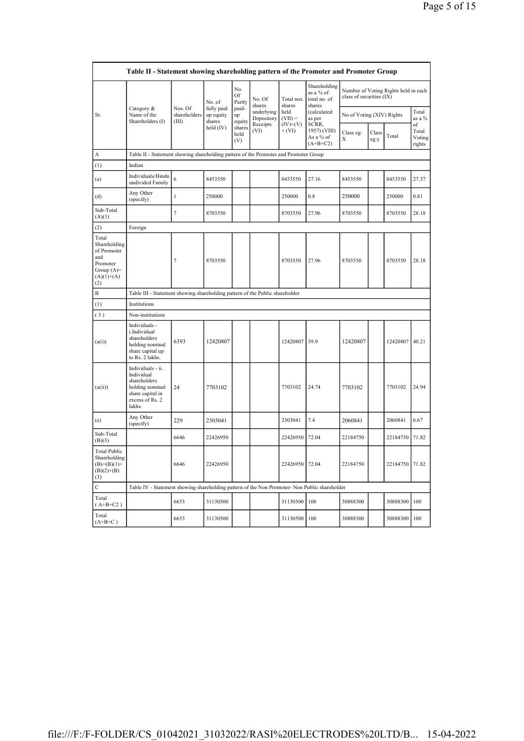| Table II - Statement showing shareholding pattern of the Promoter and Promoter Group | | | | | | | | | | | | |
|---|---|---|---|---|---|---|---|---|---|---|---|---|
| Sr. | Category & Name of the Shareholders (I) | Nos. Of shareholders (III) | No. of fully paid up equity shares held (IV) | No. Of Partly paid-up equity shares held (V) | No. Of shares underlying Depository Receipts (VI) | Total nos. shares held (VII) = (IV)+(V)+ (VI) | Shareholding as a % of total no. of shares (calculated as per SCRR, 1957) (VIII) As a % of (A+B+C2) | Number of Voting Rights held in each class of securities (IX) | | | | |
| | | | | | | | | No of Voting (XIV) Rights | | | Total as a % of Total Voting rights |
| | | | | | | | | Class eg: X | Class eg:y | Total | |
| A | Table II - Statement showing shareholding pattern of the Promoter and Promoter Group | | | | | | | | | | |
| (1) | Indian | | | | | | | | | | |
| (a) | Individuals/Hindu undivided Family | 6 | 8453550 | | | 8453550 | 27.16 | 8453550 | | 8453550 | 27.37 |
| (d) | Any Other (specify) | 1 | 250000 | | | 250000 | 0.8 | 250000 | | 250000 | 0.81 |
| Sub-Total (A)(1) | | 7 | 8703550 | | | 8703550 | 27.96 | 8703550 | | 8703550 | 28.18 |
| (2) | Foreign | | | | | | | | | | |
| Total Shareholding of Promoter and Promoter Group (A)=(A)(1)+(A)(2) | | 7 | 8703550 | | | 8703550 | 27.96 | 8703550 | | 8703550 | 28.18 |
| B | Table III - Statement showing shareholding pattern of the Public shareholder | | | | | | | | | | |
| (1) | Institutions | | | | | | | | | | |
| (3) | Non-institutions | | | | | | | | | | |
| (a(i)) | Individuals - i.Individual shareholders holding nominal share capital up to Rs. 2 lakhs. | 6393 | 12420807 | | | 12420807 | 39.9 | 12420807 | | 12420807 | 40.21 |
| (a(ii)) | Individuals - ii. Individual shareholders holding nominal share capital in excess of Rs. 2 lakhs. | 24 | 7703102 | | | 7703102 | 24.74 | 7703102 | | 7703102 | 24.94 |
| (e) | Any Other (specify) | 229 | 2303041 | | | 2303041 | 7.4 | 2060841 | | 2060841 | 6.67 |
| Sub-Total (B)(3) | | 6646 | 22426950 | | | 22426950 | 72.04 | 22184750 | | 22184750 | 71.82 |
| Total Public Shareholding (B)=(B)(1)+(B)(2)+(B)(3) | | 6646 | 22426950 | | | 22426950 | 72.04 | 22184750 | | 22184750 | 71.82 |
| C | Table IV - Statement showing shareholding pattern of the Non Promoter- Non Public shareholder | | | | | | | | | | |
| Total (A+B+C2) | | 6653 | 31130500 | | | 31130500 | 100 | 30888300 | | 30888300 | 100 |
| Total (A+B+C) | | 6653 | 31130500 | | | 31130500 | 100 | 30888300 | | 30888300 | 100 |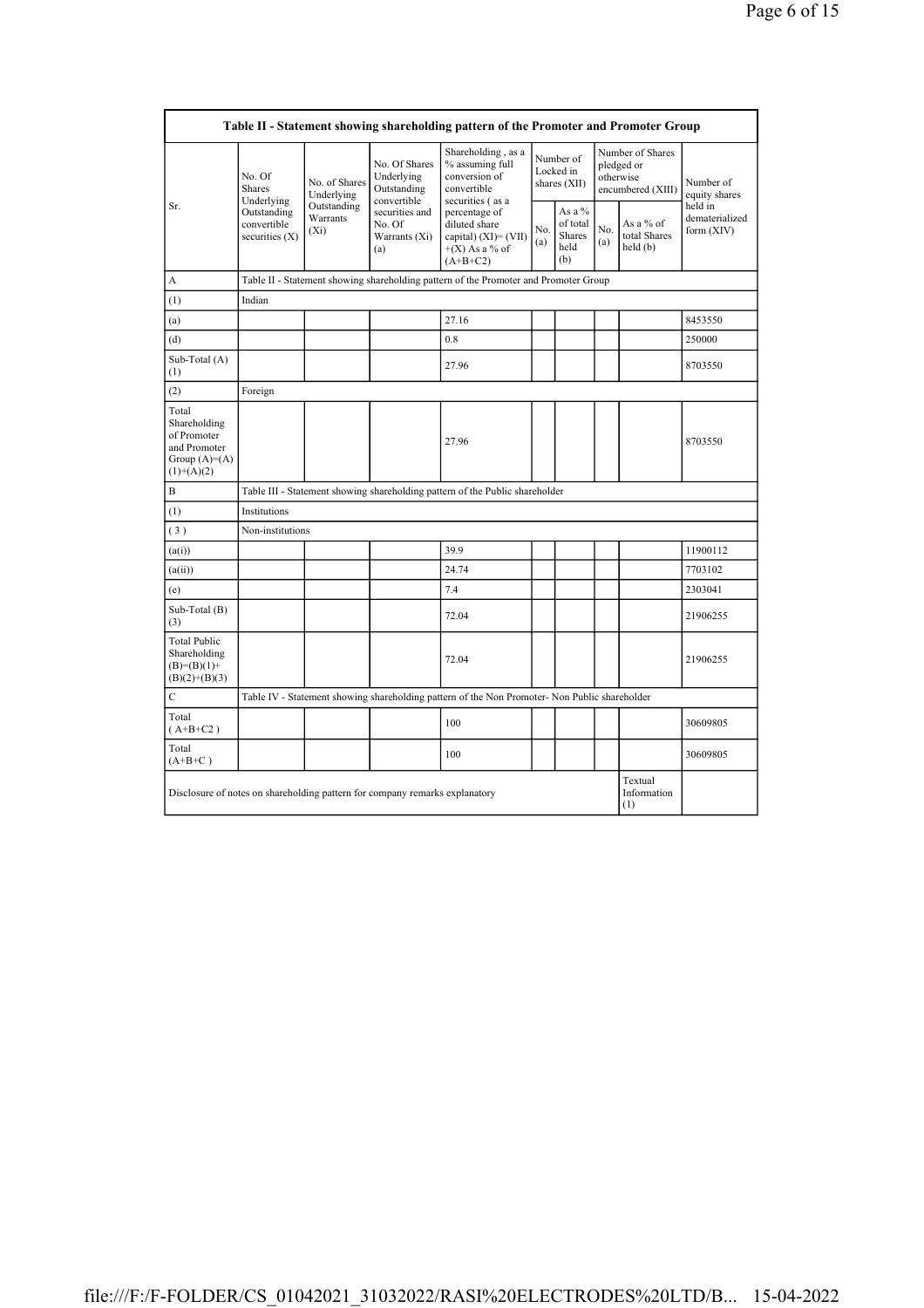| Table II - Statement showing shareholding pattern of the Promoter and Promoter Group | | | | | | | | | |
|---|---|---|---|---|---|---|---|---|---|
| Sr. | No. Of Shares Underlying Outstanding convertible securities (X) | No. of Shares Underlying Outstanding Warrants (Xi) | No. Of Shares Underlying Outstanding convertible securities and No. Of Warrants (Xi) (a) | Shareholding , as a % assuming full conversion of convertible securities ( as a percentage of diluted share capital) (XI)= (VII)+(X) As a % of (A+B+C2) | Number of Locked in shares (XII) | | Number of Shares pledged or otherwise encumbered (XIII) | | Number of equity shares held in dematerialized form (XIV) |
| | | | | | No. (a) | As a % of total Shares held (b) | No. (a) | As a % of total Shares held (b) | |
| A | Table II - Statement showing shareholding pattern of the Promoter and Promoter Group | | | | | | | | |
| (1) | Indian | | | | | | | | |
| (a) | | | | 27.16 | | | | | 8453550 |
| (d) | | | | 0.8 | | | | | 250000 |
| Sub-Total (A) (1) | | | | 27.96 | | | | | 8703550 |
| (2) | Foreign | | | | | | | | |
| Total Shareholding of Promoter and Promoter Group (A)=(A)(1)+(A)(2) | | | | 27.96 | | | | | 8703550 |
| B | Table III - Statement showing shareholding pattern of the Public shareholder | | | | | | | | |
| (1) | Institutions | | | | | | | | |
| (3) | Non-institutions | | | | | | | | |
| (a(i)) | | | | 39.9 | | | | | 11900112 |
| (a(ii)) | | | | 24.74 | | | | | 7703102 |
| (e) | | | | 7.4 | | | | | 2303041 |
| Sub-Total (B) (3) | | | | 72.04 | | | | | 21906255 |
| Total Public Shareholding (B)=(B)(1)+(B)(2)+(B)(3) | | | | 72.04 | | | | | 21906255 |
| C | Table IV - Statement showing shareholding pattern of the Non Promoter- Non Public shareholder | | | | | | | | |
| Total ( A+B+C2 ) | | | | 100 | | | | | 30609805 |
| Total (A+B+C ) | | | | 100 | | | | | 30609805 |
| Disclosure of notes on shareholding pattern for company remarks explanatory | | | | | | | | Textual Information (1) | |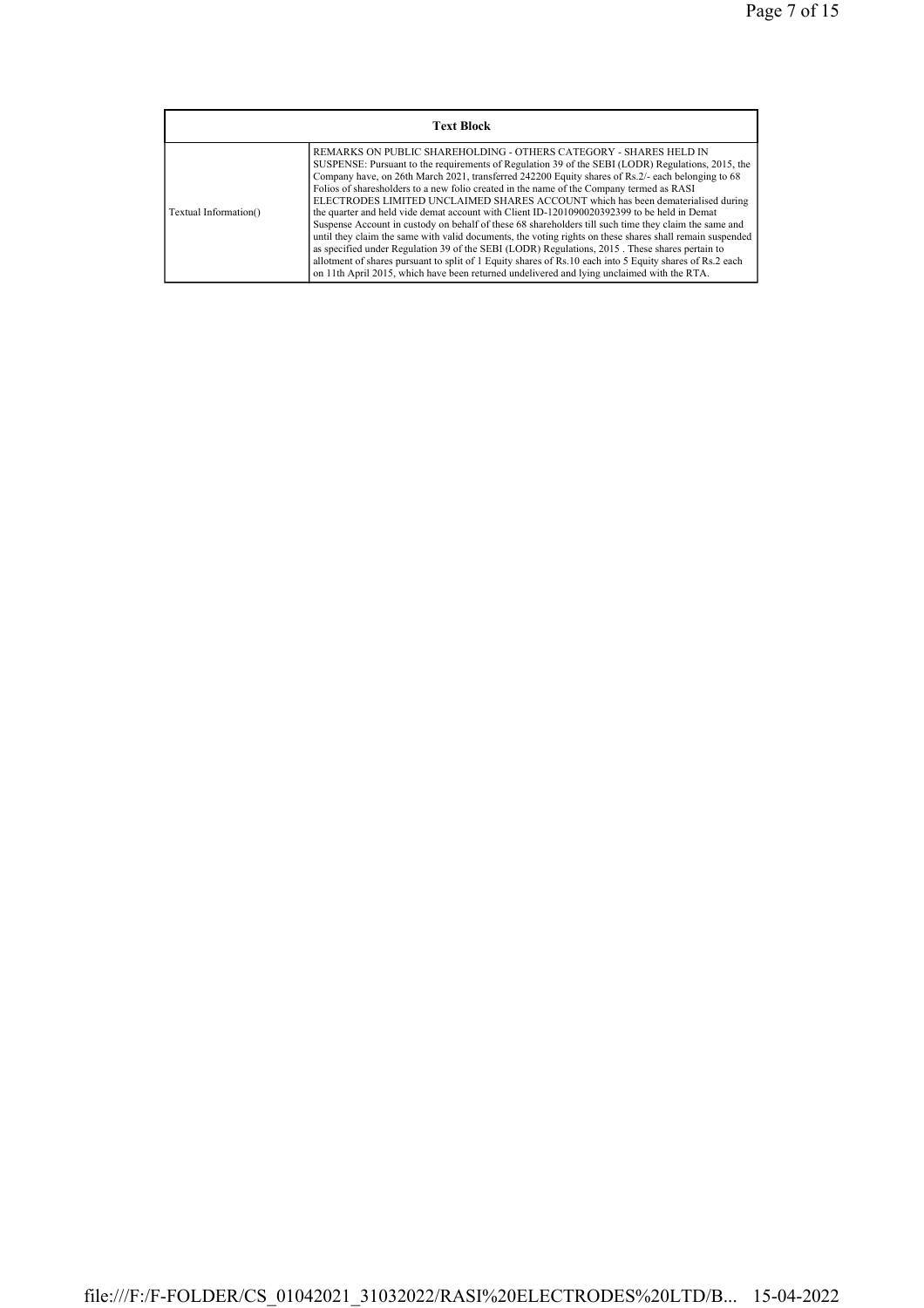| Text Block | |
|---|---|
| Textual Information() | REMARKS ON PUBLIC SHAREHOLDING - OTHERS CATEGORY - SHARES HELD IN SUSPENSE: Pursuant to the requirements of Regulation 39 of the SEBI (LODR) Regulations, 2015, the Company have, on 26th March 2021, transferred 242200 Equity shares of Rs.2/- each belonging to 68 Folios of sharesholders to a new folio created in the name of the Company termed as RASI ELECTRODES LIMITED UNCLAIMED SHARES ACCOUNT which has been dematerialised during the quarter and held vide demat account with Client ID-1201090020392399 to be held in Demat Suspense Account in custody on behalf of these 68 shareholders till such time they claim the same and until they claim the same with valid documents, the voting rights on these shares shall remain suspended as specified under Regulation 39 of the SEBI (LODR) Regulations, 2015 . These shares pertain to allotment of shares pursuant to split of 1 Equity shares of Rs.10 each into 5 Equity shares of Rs.2 each on 11th April 2015, which have been returned undelivered and lying unclaimed with the RTA. |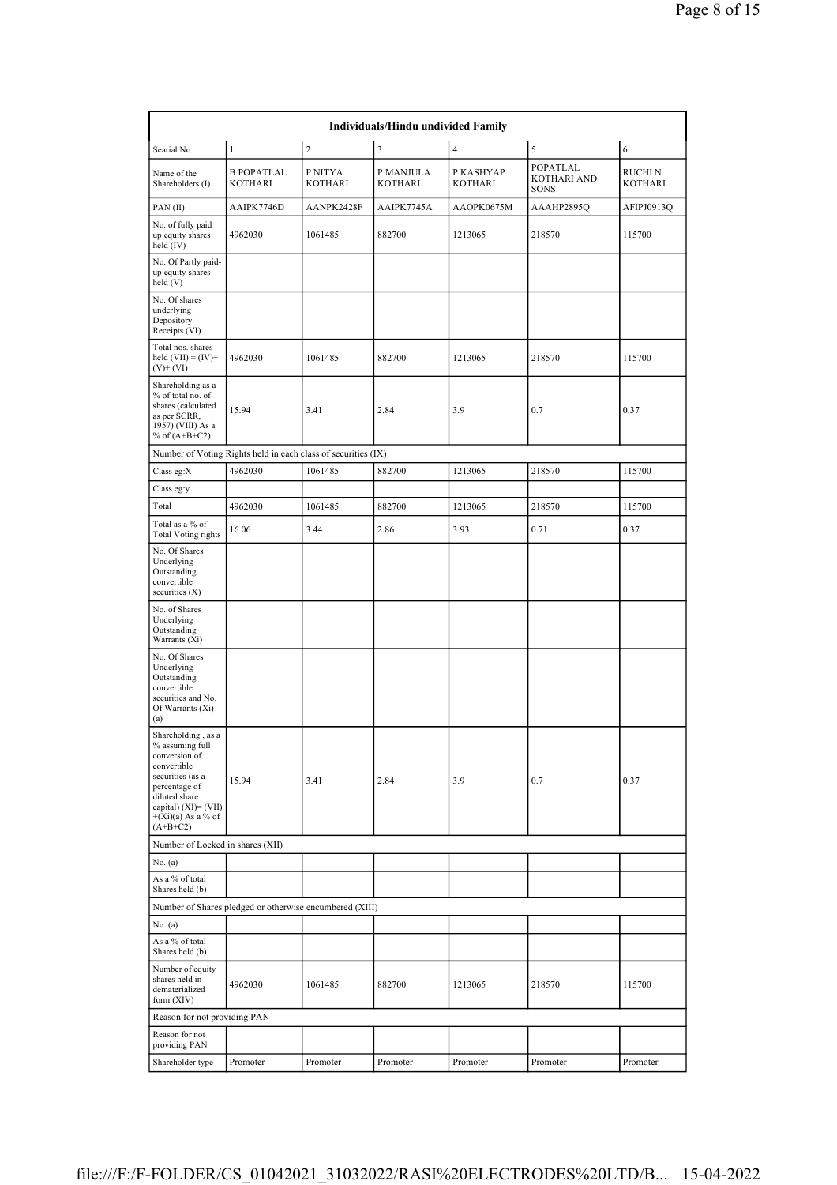| Individuals/Hindu undivided Family | | | | | | |
|---|---|---|---|---|---|---|
| Searial No. | 1 | 2 | 3 | 4 | 5 | 6 |
| Name of the Shareholders (I) | B POPATLAL KOTHARI | P NITYA KOTHARI | P MANJULA KOTHARI | P KASHYAP KOTHARI | POPATLAL KOTHARI AND SONS | RUCHI N KOTHARI |
| PAN (II) | AAIPK7746D | AANPK2428F | AAIPK7745A | AAOPK0675M | AAAHP2895Q | AFIPJ0913Q |
| No. of fully paid up equity shares held (IV) | 4962030 | 1061485 | 882700 | 1213065 | 218570 | 115700 |
| No. Of Partly paid-up equity shares held (V) | | | | | | |
| No. Of shares underlying Depository Receipts (VI) | | | | | | |
| Total nos. shares held (VII) = (IV)+ (V)+ (VI) | 4962030 | 1061485 | 882700 | 1213065 | 218570 | 115700 |
| Shareholding as a % of total no. of shares (calculated as per SCRR, 1957) (VIII) As a % of (A+B+C2) | 15.94 | 3.41 | 2.84 | 3.9 | 0.7 | 0.37 |
| Number of Voting Rights held in each class of securities (IX) | | | | | | |
| Class eg:X | 4962030 | 1061485 | 882700 | 1213065 | 218570 | 115700 |
| Class eg:y | | | | | | |
| Total | 4962030 | 1061485 | 882700 | 1213065 | 218570 | 115700 |
| Total as a % of Total Voting rights | 16.06 | 3.44 | 2.86 | 3.93 | 0.71 | 0.37 |
| No. Of Shares Underlying Outstanding convertible securities (X) | | | | | | |
| No. of Shares Underlying Outstanding Warrants (Xi) | | | | | | |
| No. Of Shares Underlying Outstanding convertible securities and No. Of Warrants (Xi) (a) | | | | | | |
| Shareholding , as a % assuming full conversion of convertible securities (as a percentage of diluted share capital) (XI)= (VII) +(Xi)(a) As a % of (A+B+C2) | 15.94 | 3.41 | 2.84 | 3.9 | 0.7 | 0.37 |
| Number of Locked in shares (XII) | | | | | | |
| No. (a) | | | | | | |
| As a % of total Shares held (b) | | | | | | |
| Number of Shares pledged or otherwise encumbered (XIII) | | | | | | |
| No. (a) | | | | | | |
| As a % of total Shares held (b) | | | | | | |
| Number of equity shares held in dematerialized form (XIV) | 4962030 | 1061485 | 882700 | 1213065 | 218570 | 115700 |
| Reason for not providing PAN | | | | | | |
| Reason for not providing PAN | | | | | | |
| Shareholder type | Promoter | Promoter | Promoter | Promoter | Promoter | Promoter |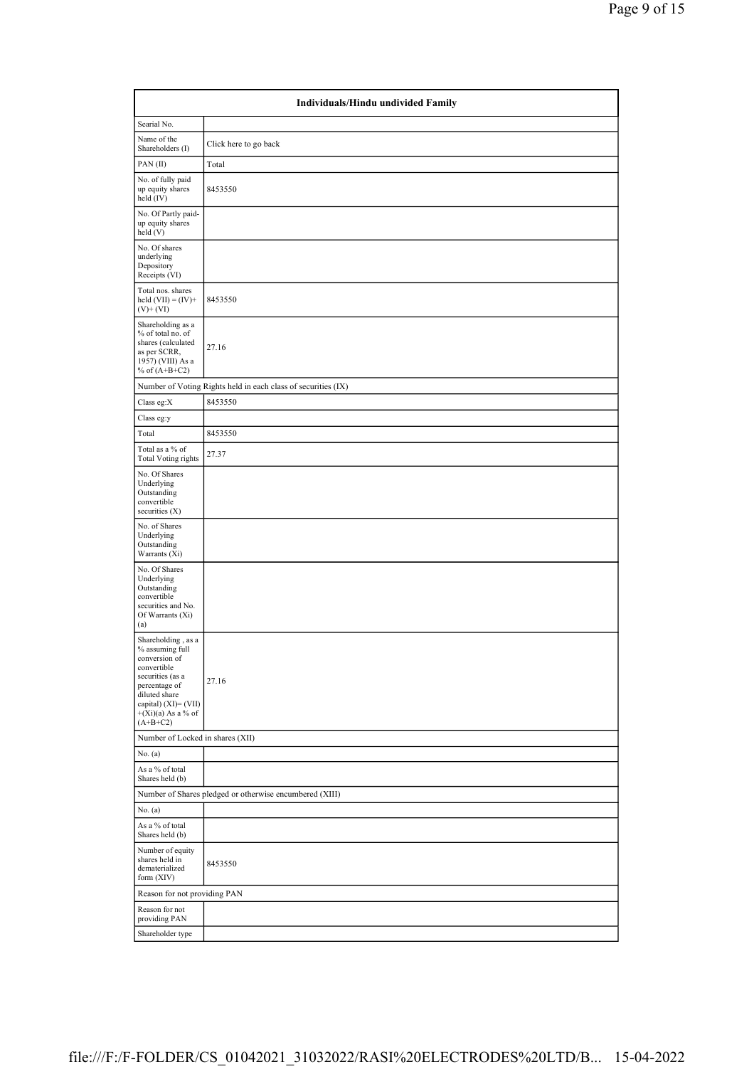| Individuals/Hindu undivided Family | |
|---|---|
| Searial No. | |
| Name of the Shareholders (I) | Click here to go back |
| PAN (II) | Total |
| No. of fully paid up equity shares held (IV) | 8453550 |
| No. Of Partly paid-up equity shares held (V) | |
| No. Of shares underlying Depository Receipts (VI) | |
| Total nos. shares held (VII) = (IV)+ (V)+ (VI) | 8453550 |
| Shareholding as a % of total no. of shares (calculated as per SCRR, 1957) (VIII) As a % of (A+B+C2) | 27.16 |
| Number of Voting Rights held in each class of securities (IX) | |
| Class eg:X | 8453550 |
| Class eg:y | |
| Total | 8453550 |
| Total as a % of Total Voting rights | 27.37 |
| No. Of Shares Underlying Outstanding convertible securities (X) | |
| No. of Shares Underlying Outstanding Warrants (Xi) | |
| No. Of Shares Underlying Outstanding convertible securities and No. Of Warrants (Xi) (a) | |
| Shareholding , as a % assuming full conversion of convertible securities (as a percentage of diluted share capital) (XI)= (VII) +(Xi)(a) As a % of (A+B+C2) | 27.16 |
| Number of Locked in shares (XII) | |
| No. (a) | |
| As a % of total Shares held (b) | |
| Number of Shares pledged or otherwise encumbered (XIII) | |
| No. (a) | |
| As a % of total Shares held (b) | |
| Number of equity shares held in dematerialized form (XIV) | 8453550 |
| Reason for not providing PAN | |
| Reason for not providing PAN | |
| Shareholder type | |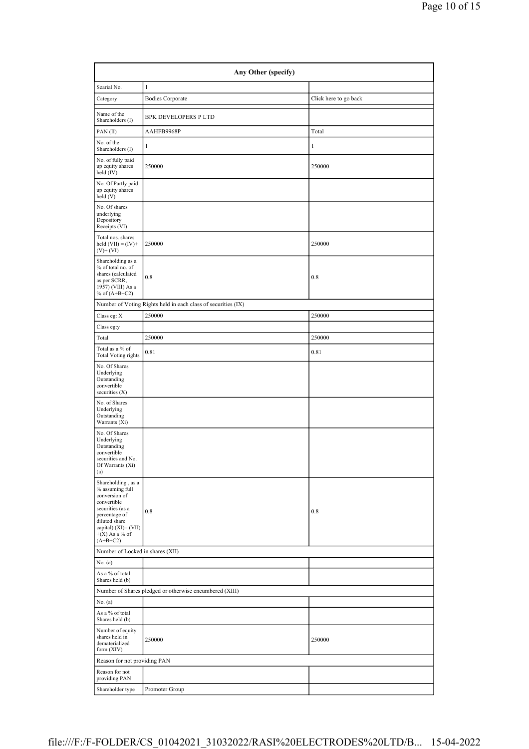| Any Other (specify) | | |
|---|---|---|
| Searial No. | 1 | |
| Category | Bodies Corporate | Click here to go back |
| Name of the Shareholders (I) | BPK DEVELOPERS P LTD | |
| PAN (II) | AAHFB9968P | Total |
| No. of the Shareholders (I) | 1 | 1 |
| No. of fully paid up equity shares held (IV) | 250000 | 250000 |
| No. Of Partly paid-up equity shares held (V) | | |
| No. Of shares underlying Depository Receipts (VI) | | |
| Total nos. shares held (VII) = (IV)+(V)+ (VI) | 250000 | 250000 |
| Shareholding as a % of total no. of shares (calculated as per SCRR, 1957) (VIII) As a % of (A+B+C2) | 0.8 | 0.8 |
| Number of Voting Rights held in each class of securities (IX) | | |
| Class eg: X | 250000 | 250000 |
| Class eg:y | | |
| Total | 250000 | 250000 |
| Total as a % of Total Voting rights | 0.81 | 0.81 |
| No. Of Shares Underlying Outstanding convertible securities (X) | | |
| No. of Shares Underlying Outstanding Warrants (Xi) | | |
| No. Of Shares Underlying Outstanding convertible securities and No. Of Warrants (Xi) (a) | | |
| Shareholding , as a % assuming full conversion of convertible securities (as a percentage of diluted share capital) (XI)= (VII)+(X) As a % of (A+B+C2) | 0.8 | 0.8 |
| Number of Locked in shares (XII) | | |
| No. (a) | | |
| As a % of total Shares held (b) | | |
| Number of Shares pledged or otherwise encumbered (XIII) | | |
| No. (a) | | |
| As a % of total Shares held (b) | | |
| Number of equity shares held in dematerialized form (XIV) | 250000 | 250000 |
| Reason for not providing PAN | | |
| Reason for not providing PAN | | |
| Shareholder type | Promoter Group | |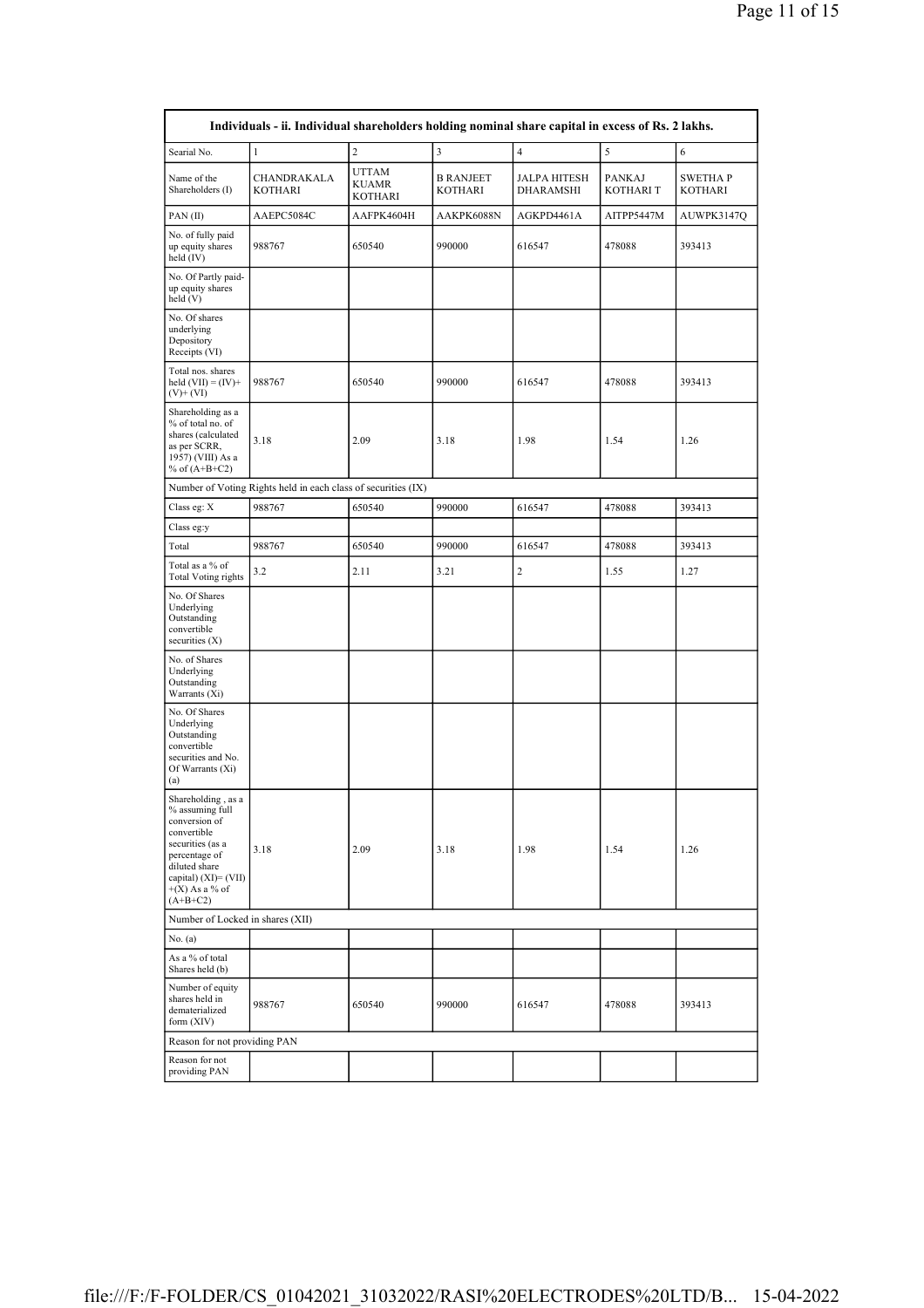| Individuals - ii. Individual shareholders holding nominal share capital in excess of Rs. 2 lakhs. | | | | | | |
|---|---|---|---|---|---|---|
| Searial No. | 1 | 2 | 3 | 4 | 5 | 6 |
| Name of the Shareholders (I) | CHANDRAKALA KOTHARI | UTTAM KUAMR KOTHARI | B RANJEET KOTHARI | JALPA HITESH DHARAMSHI | PANKAJ KOTHARI T | SWETHA P KOTHARI |
| PAN (II) | AAEPC5084C | AAFPK4604H | AAKPK6088N | AGKPD4461A | AITPP5447M | AUWPK3147Q |
| No. of fully paid up equity shares held (IV) | 988767 | 650540 | 990000 | 616547 | 478088 | 393413 |
| No. Of Partly paid-up equity shares held (V) | | | | | | |
| No. Of shares underlying Depository Receipts (VI) | | | | | | |
| Total nos. shares held (VII) = (IV)+ (V)+ (VI) | 988767 | 650540 | 990000 | 616547 | 478088 | 393413 |
| Shareholding as a % of total no. of shares (calculated as per SCRR, 1957) (VIII) As a % of (A+B+C2) | 3.18 | 2.09 | 3.18 | 1.98 | 1.54 | 1.26 |
| Number of Voting Rights held in each class of securities (IX) | | | | | | |
| Class eg: X | 988767 | 650540 | 990000 | 616547 | 478088 | 393413 |
| Class eg:y | | | | | | |
| Total | 988767 | 650540 | 990000 | 616547 | 478088 | 393413 |
| Total as a % of Total Voting rights | 3.2 | 2.11 | 3.21 | 2 | 1.55 | 1.27 |
| No. Of Shares Underlying Outstanding convertible securities (X) | | | | | | |
| No. of Shares Underlying Outstanding Warrants (Xi) | | | | | | |
| No. Of Shares Underlying Outstanding convertible securities and No. Of Warrants (Xi) (a) | | | | | | |
| Shareholding , as a % assuming full conversion of convertible securities (as a percentage of diluted share capital) (XI)= (VII) +(X) As a % of (A+B+C2) | 3.18 | 2.09 | 3.18 | 1.98 | 1.54 | 1.26 |
| Number of Locked in shares (XII) | | | | | | |
| No. (a) | | | | | | |
| As a % of total Shares held (b) | | | | | | |
| Number of equity shares held in dematerialized form (XIV) | 988767 | 650540 | 990000 | 616547 | 478088 | 393413 |
| Reason for not providing PAN | | | | | | |
| Reason for not providing PAN | | | | | | |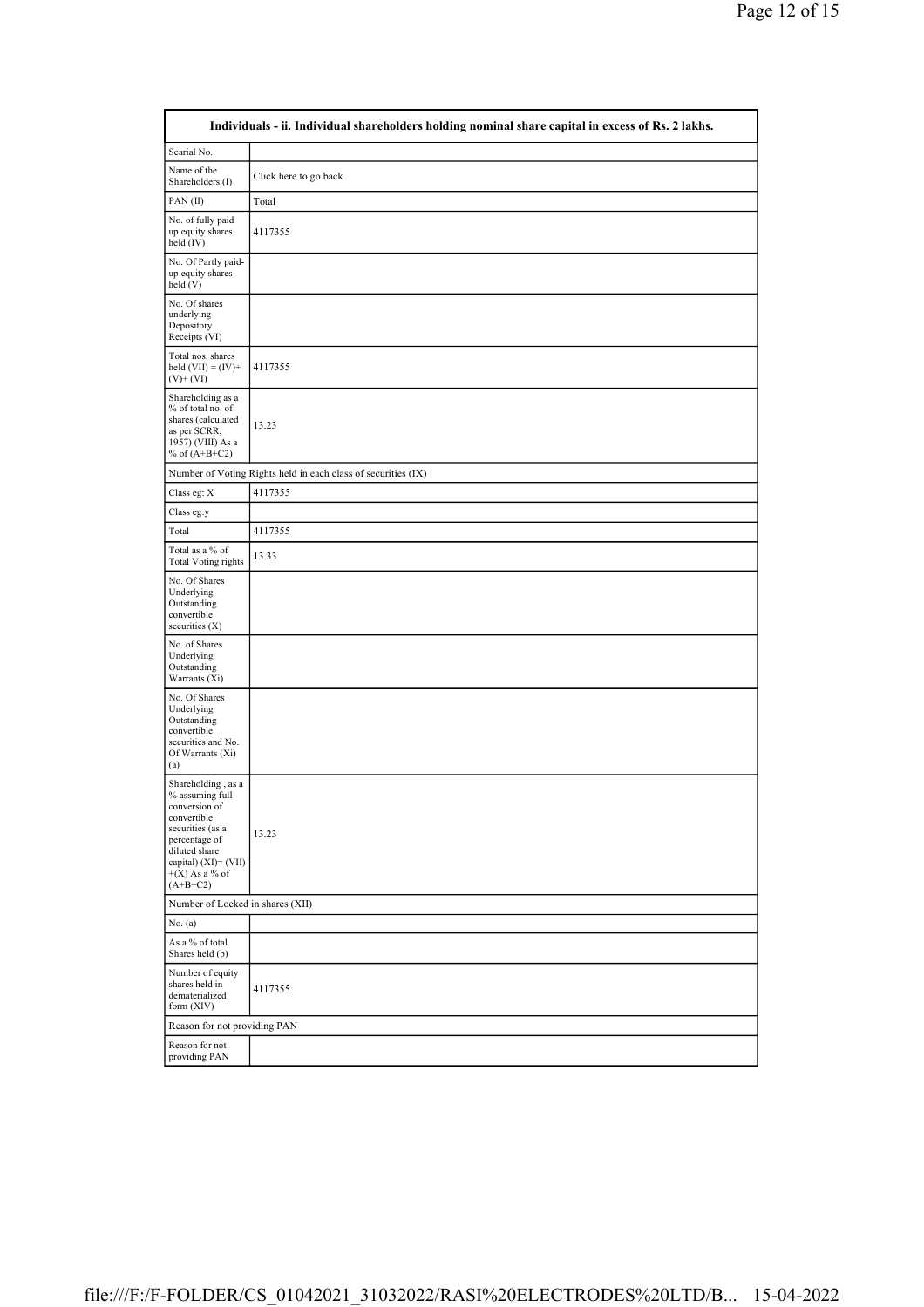| Individuals - ii. Individual shareholders holding nominal share capital in excess of Rs. 2 lakhs. | |
|---|---|
| Searial No. | |
| Name of the Shareholders (I) | Click here to go back |
| PAN (II) | Total |
| No. of fully paid up equity shares held (IV) | 4117355 |
| No. Of Partly paid-up equity shares held (V) | |
| No. Of shares underlying Depository Receipts (VI) | |
| Total nos. shares held (VII) = (IV)+ (V)+ (VI) | 4117355 |
| Shareholding as a % of total no. of shares (calculated as per SCRR, 1957) (VIII) As a % of (A+B+C2) | 13.23 |
| Number of Voting Rights held in each class of securities (IX) | |
| Class eg: X | 4117355 |
| Class eg:y | |
| Total | 4117355 |
| Total as a % of Total Voting rights | 13.33 |
| No. Of Shares Underlying Outstanding convertible securities (X) | |
| No. of Shares Underlying Outstanding Warrants (Xi) | |
| No. Of Shares Underlying Outstanding convertible securities and No. Of Warrants (Xi) (a) | |
| Shareholding , as a % assuming full conversion of convertible securities (as a percentage of diluted share capital) (XI)= (VII)+(X) As a % of (A+B+C2) | 13.23 |
| Number of Locked in shares (XII) | |
| No. (a) | |
| As a % of total Shares held (b) | |
| Number of equity shares held in dematerialized form (XIV) | 4117355 |
| Reason for not providing PAN | |
| Reason for not providing PAN | |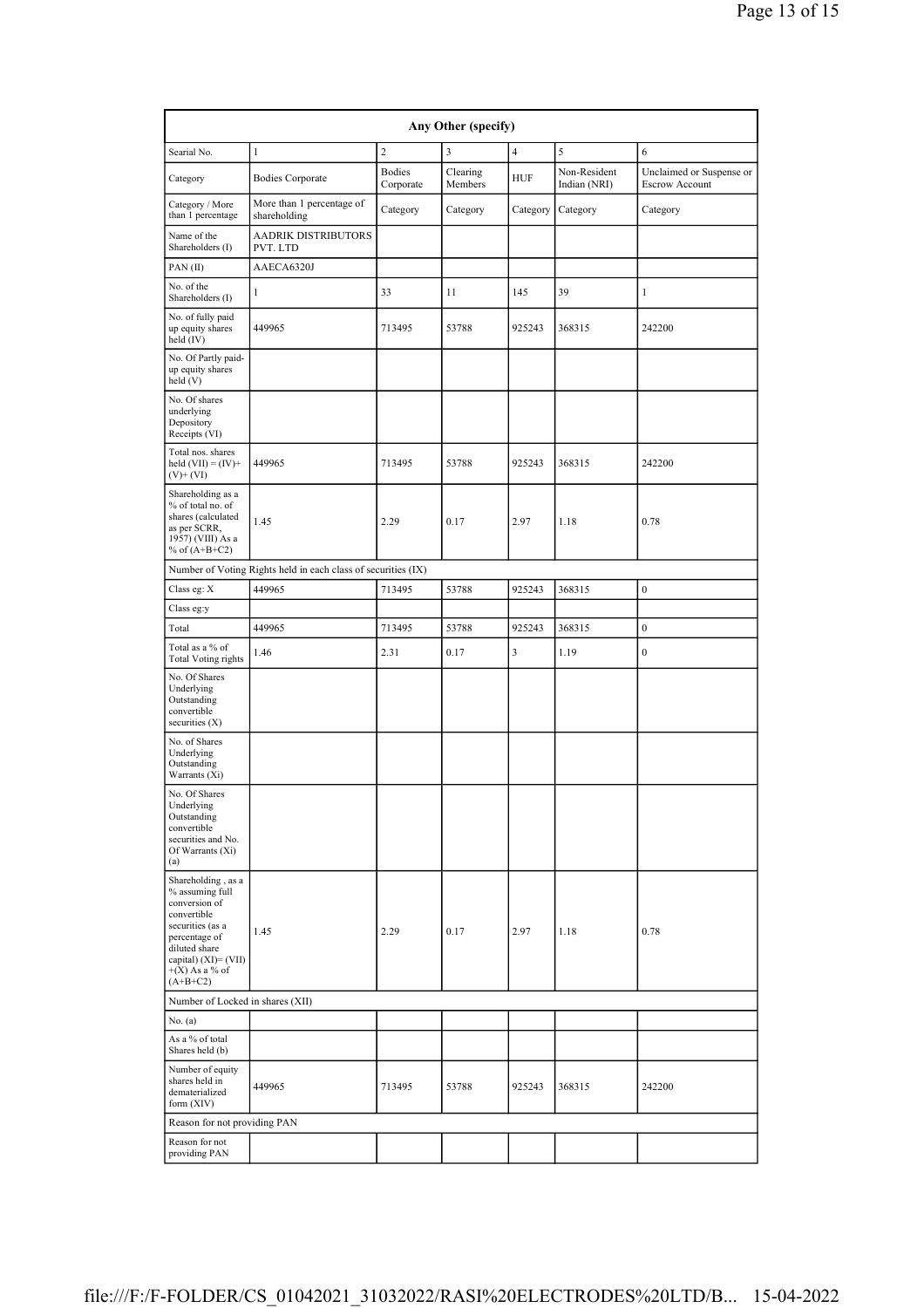| Any Other (specify) | | | | | | |
|---|---|---|---|---|---|---|
| Searial No. | 1 | 2 | 3 | 4 | 5 | 6 |
| Category | Bodies Corporate | Bodies Corporate | Clearing Members | HUF | Non-Resident Indian (NRI) | Unclaimed or Suspense or Escrow Account |
| Category / More than 1 percentage | More than 1 percentage of shareholding | Category | Category | Category | Category | Category |
| Name of the Shareholders (I) | AADRIK DISTRIBUTORS PVT. LTD | | | | | |
| PAN (II) | AAECA6320J | | | | | |
| No. of the Shareholders (I) | 1 | 33 | 11 | 145 | 39 | 1 |
| No. of fully paid up equity shares held (IV) | 449965 | 713495 | 53788 | 925243 | 368315 | 242200 |
| No. Of Partly paid-up equity shares held (V) | | | | | | |
| No. Of shares underlying Depository Receipts (VI) | | | | | | |
| Total nos. shares held (VII) = (IV)+(V)+ (VI) | 449965 | 713495 | 53788 | 925243 | 368315 | 242200 |
| Shareholding as a % of total no. of shares (calculated as per SCRR, 1957) (VIII) As a % of (A+B+C2) | 1.45 | 2.29 | 0.17 | 2.97 | 1.18 | 0.78 |
| Number of Voting Rights held in each class of securities (IX) | | | | | | |
| Class eg: X | 449965 | 713495 | 53788 | 925243 | 368315 | 0 |
| Class eg:y | | | | | | |
| Total | 449965 | 713495 | 53788 | 925243 | 368315 | 0 |
| Total as a % of Total Voting rights | 1.46 | 2.31 | 0.17 | 3 | 1.19 | 0 |
| No. Of Shares Underlying Outstanding convertible securities (X) | | | | | | |
| No. of Shares Underlying Outstanding Warrants (Xi) | | | | | | |
| No. Of Shares Underlying Outstanding convertible securities and No. Of Warrants (Xi) (a) | | | | | | |
| Shareholding , as a % assuming full conversion of convertible securities (as a percentage of diluted share capital) (XI)= (VII)+(X) As a % of (A+B+C2) | 1.45 | 2.29 | 0.17 | 2.97 | 1.18 | 0.78 |
| Number of Locked in shares (XII) | | | | | | |
| No. (a) | | | | | | |
| As a % of total Shares held (b) | | | | | | |
| Number of equity shares held in dematerialized form (XIV) | 449965 | 713495 | 53788 | 925243 | 368315 | 242200 |
| Reason for not providing PAN | | | | | | |
| Reason for not providing PAN | | | | | | |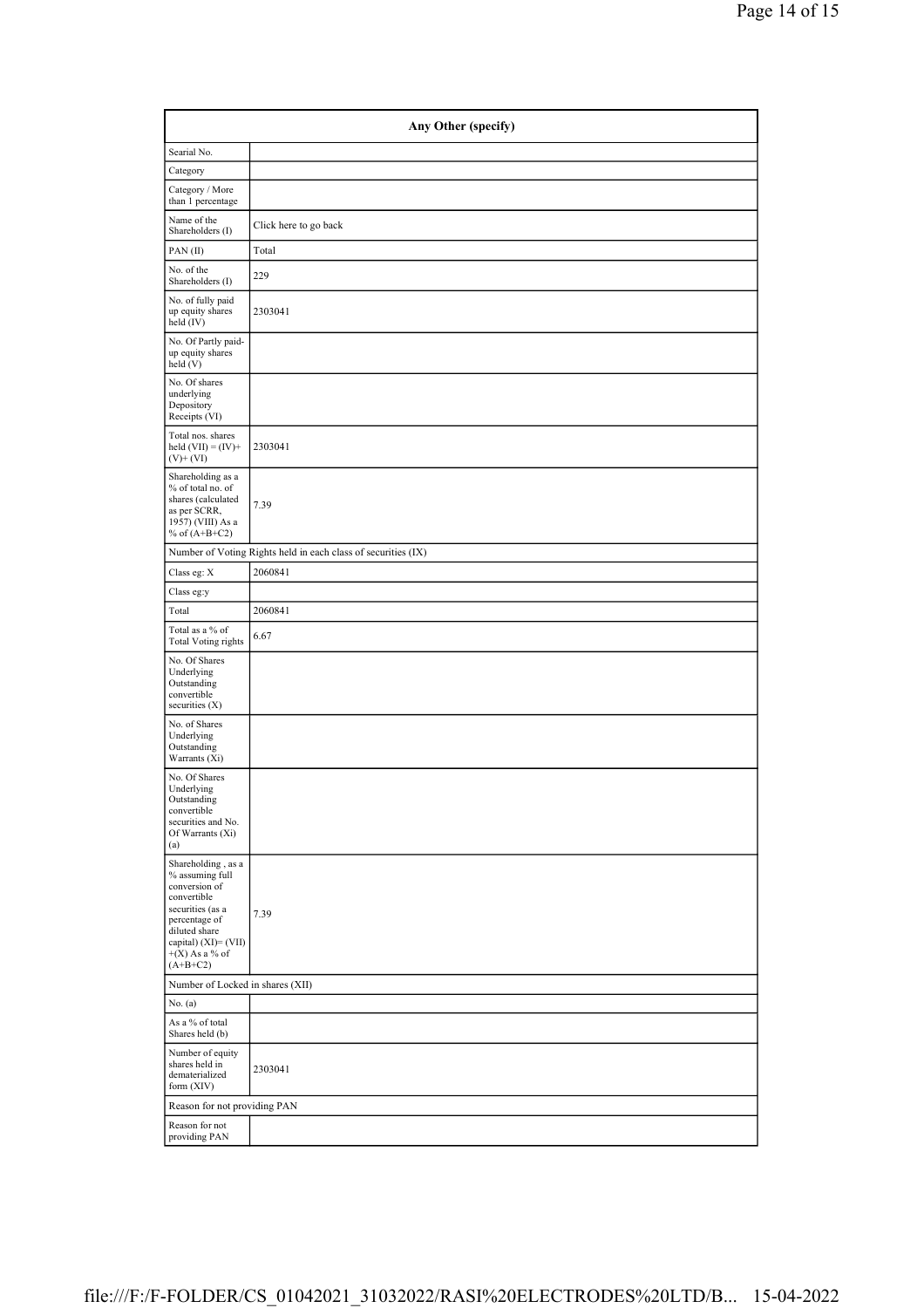| Any Other (specify) | |
|---|---|
| Searial No. | |
| Category | |
| Category / More than 1 percentage | |
| Name of the Shareholders (I) | Click here to go back |
| PAN (II) | Total |
| No. of the Shareholders (I) | 229 |
| No. of fully paid up equity shares held (IV) | 2303041 |
| No. Of Partly paid-up equity shares held (V) | |
| No. Of shares underlying Depository Receipts (VI) | |
| Total nos. shares held (VII) = (IV)+(V)+ (VI) | 2303041 |
| Shareholding as a % of total no. of shares (calculated as per SCRR, 1957) (VIII) As a % of (A+B+C2) | 7.39 |
| Number of Voting Rights held in each class of securities (IX) | |
| Class eg: X | 2060841 |
| Class eg:y | |
| Total | 2060841 |
| Total as a % of Total Voting rights | 6.67 |
| No. Of Shares Underlying Outstanding convertible securities (X) | |
| No. of Shares Underlying Outstanding Warrants (Xi) | |
| No. Of Shares Underlying Outstanding convertible securities and No. Of Warrants (Xi) (a) | |
| Shareholding , as a % assuming full conversion of convertible securities (as a percentage of diluted share capital) (XI)= (VII)+(X) As a % of (A+B+C2) | 7.39 |
| Number of Locked in shares (XII) | |
| No. (a) | |
| As a % of total Shares held (b) | |
| Number of equity shares held in dematerialized form (XIV) | 2303041 |
| Reason for not providing PAN | |
| Reason for not providing PAN | |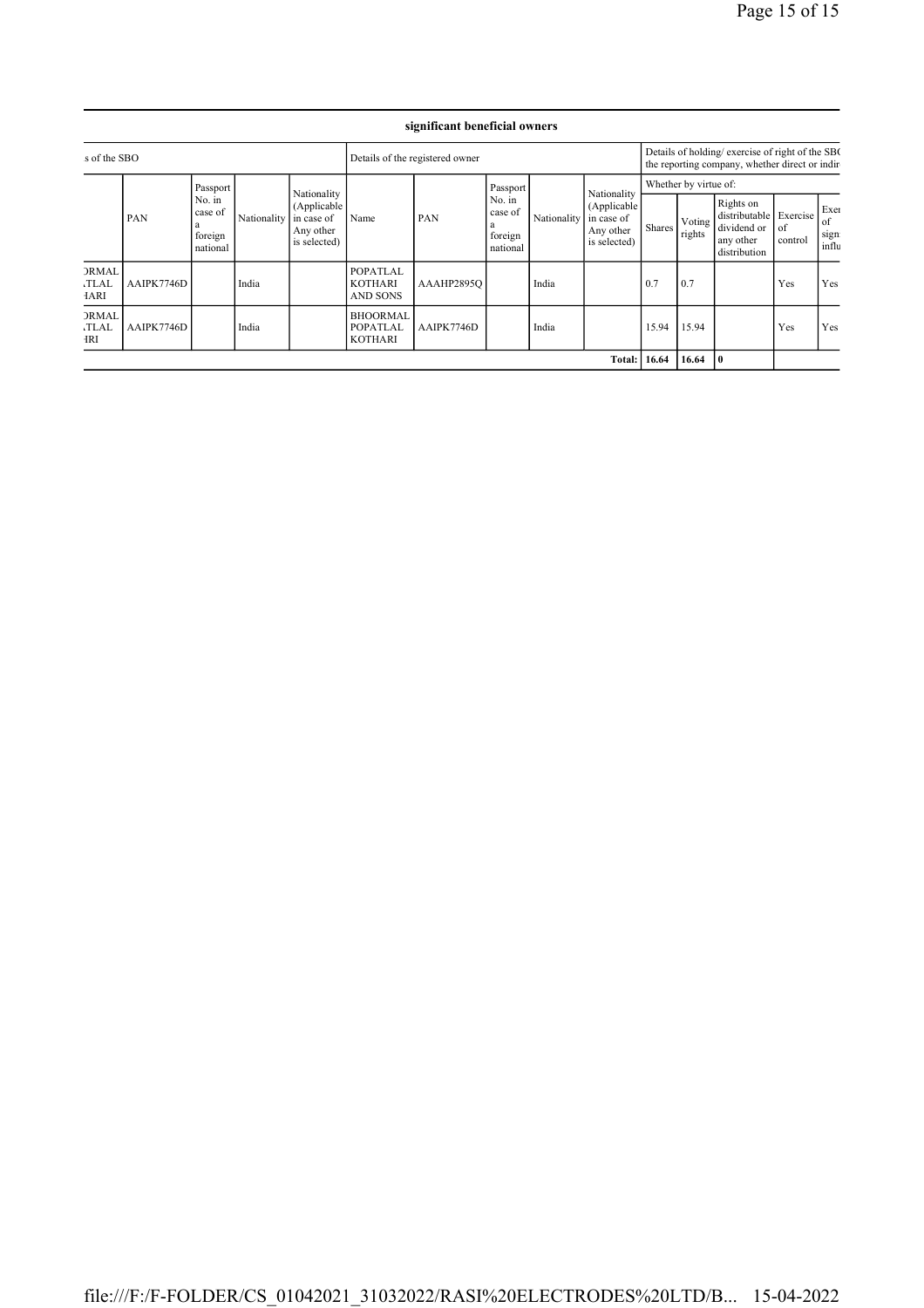## significant beneficial owners

| s of the SBO | | | | | Details of the registered owner | | | | | Details of holding/ exercise of right of the SBO the reporting company, whether direct or indir | | | | |
|---|---|---|---|---|---|---|---|---|---|---|---|---|---|---|
| | | | | | | | | | | Whether by virtue of: | | | | |
| | PAN | Passport No. in case of a foreign national | Nationality | Nationality (Applicable in case of Any other is selected) | Name | PAN | Passport No. in case of a foreign national | Nationality | Nationality (Applicable in case of Any other is selected) | Shares | Voting rights | Rights on distributable dividend or any other distribution | Exercise of control | Exer of sign influ |
| ORMAL TLAL HARI | AAIPK7746D | | India | | POPATLAL KOTHARI AND SONS | AAAHP2895Q | | India | | 0.7 | 0.7 | | Yes | Yes |
| ORMAL TLAL HRI | AAIPK7746D | | India | | BHOORMAL POPATLAL KOTHARI | AAIPK7746D | | India | | 15.94 | 15.94 | | Yes | Yes |
| | | | | | | | | | Total: | 16.64 | 16.64 | 0 | | |